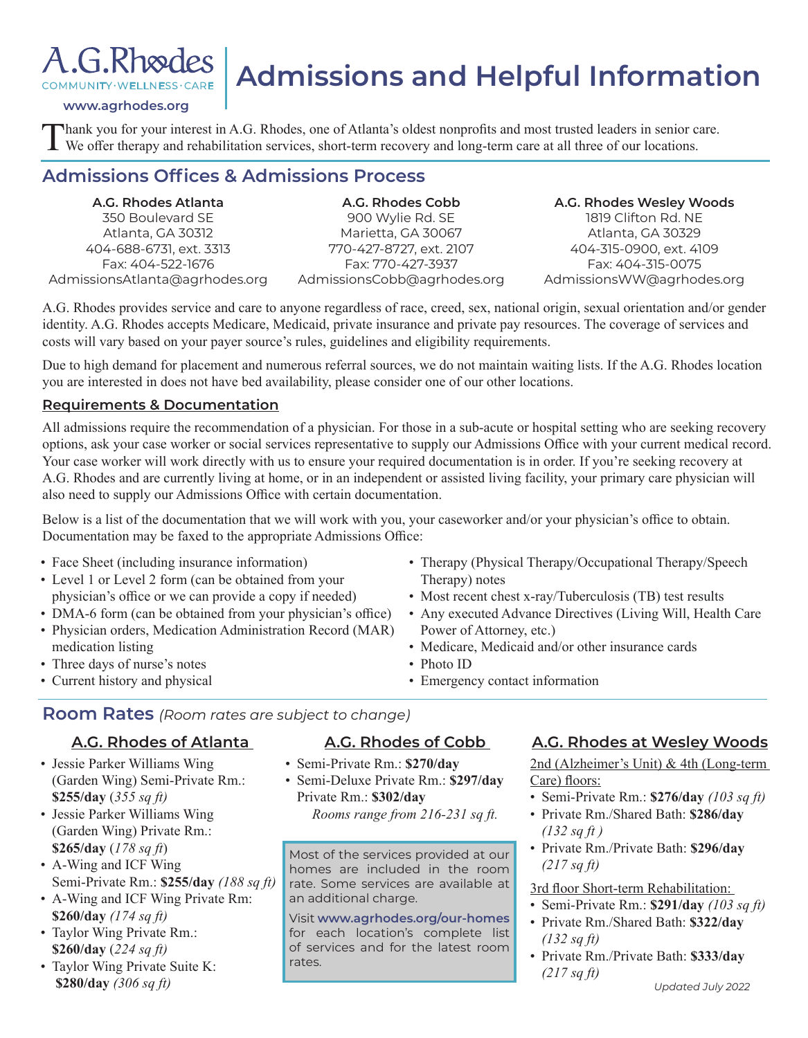A.G.Rhodes
COMMUNITY · WELLNESS · CARE
www.agrhodes.org

# Admissions and Helpful Information

Thank you for your interest in A.G. Rhodes, one of Atlanta's oldest nonprofits and most trusted leaders in senior care. We offer therapy and rehabilitation services, short-term recovery and long-term care at all three of our locations.

## Admissions Offices & Admissions Process

**A.G. Rhodes Atlanta**
350 Boulevard SE
Atlanta, GA 30312
404-688-6731, ext. 3313
Fax: 404-522-1676
AdmissionsAtlanta@agrhodes.org

**A.G. Rhodes Cobb**
900 Wylie Rd. SE
Marietta, GA 30067
770-427-8727, ext. 2107
Fax: 770-427-3937
AdmissionsCobb@agrhodes.org

**A.G. Rhodes Wesley Woods**
1819 Clifton Rd. NE
Atlanta, GA 30329
404-315-0900, ext. 4109
Fax: 404-315-0075
AdmissionsWW@agrhodes.org

A.G. Rhodes provides service and care to anyone regardless of race, creed, sex, national origin, sexual orientation and/or gender identity. A.G. Rhodes accepts Medicare, Medicaid, private insurance and private pay resources. The coverage of services and costs will vary based on your payer source's rules, guidelines and eligibility requirements.

Due to high demand for placement and numerous referral sources, we do not maintain waiting lists. If the A.G. Rhodes location you are interested in does not have bed availability, please consider one of our other locations.

### Requirements & Documentation

All admissions require the recommendation of a physician. For those in a sub-acute or hospital setting who are seeking recovery options, ask your case worker or social services representative to supply our Admissions Office with your current medical record. Your case worker will work directly with us to ensure your required documentation is in order. If you're seeking recovery at A.G. Rhodes and are currently living at home, or in an independent or assisted living facility, your primary care physician will also need to supply our Admissions Office with certain documentation.

Below is a list of the documentation that we will work with you, your caseworker and/or your physician's office to obtain. Documentation may be faxed to the appropriate Admissions Office:

- Face Sheet (including insurance information)
- Level 1 or Level 2 form (can be obtained from your physician's office or we can provide a copy if needed)
- DMA-6 form (can be obtained from your physician's office)
- Physician orders, Medication Administration Record (MAR) medication listing
- Three days of nurse's notes
- Current history and physical
- Therapy (Physical Therapy/Occupational Therapy/Speech Therapy) notes
- Most recent chest x-ray/Tuberculosis (TB) test results
- Any executed Advance Directives (Living Will, Health Care Power of Attorney, etc.)
- Medicare, Medicaid and/or other insurance cards
- Photo ID
- Emergency contact information

## Room Rates *(Room rates are subject to change)*

### A.G. Rhodes of Atlanta

- Jessie Parker Williams Wing (Garden Wing) Semi-Private Rm.: **$255/day** *(355 sq ft)*
- Jessie Parker Williams Wing (Garden Wing) Private Rm.: **$265/day** *(178 sq ft)*
- A-Wing and ICF Wing Semi-Private Rm.: **$255/day** *(188 sq ft)*
- A-Wing and ICF Wing Private Rm: **$260/day** *(174 sq ft)*
- Taylor Wing Private Rm.: **$260/day** *(224 sq ft)*
- Taylor Wing Private Suite K: **$280/day** *(306 sq ft)*

### A.G. Rhodes of Cobb

- Semi-Private Rm.: **$270/day**
- Semi-Deluxe Private Rm.: **$297/day**
  Private Rm.: **$302/day**
  *Rooms range from 216-231 sq ft.*

Most of the services provided at our homes are included in the room rate. Some services are available at an additional charge.

Visit **www.agrhodes.org/our-homes** for each location's complete list of services and for the latest room rates.

### A.G. Rhodes at Wesley Woods

2nd (Alzheimer's Unit) & 4th (Long-term Care) floors:

- Semi-Private Rm.: **$276/day** *(103 sq ft)*
- Private Rm./Shared Bath: **$286/day** *(132 sq ft )*
- Private Rm./Private Bath: **$296/day** *(217 sq ft)*

3rd floor Short-term Rehabilitation:

- Semi-Private Rm.: **$291/day** *(103 sq ft)*
- Private Rm./Shared Bath: **$322/day** *(132 sq ft)*
- Private Rm./Private Bath: **$333/day** *(217 sq ft)*

*Updated July 2022*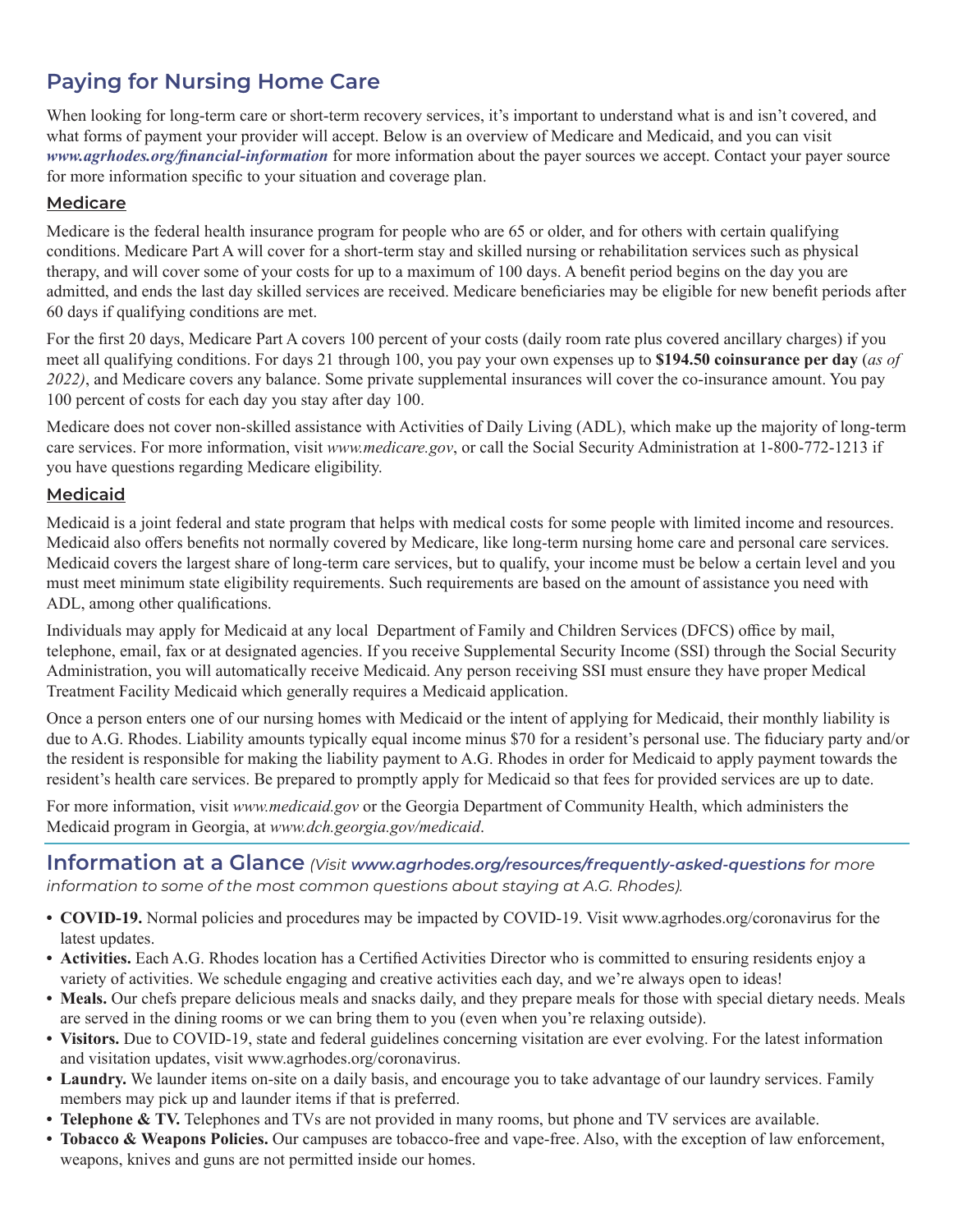## Paying for Nursing Home Care

When looking for long-term care or short-term recovery services, it's important to understand what is and isn't covered, and what forms of payment your provider will accept. Below is an overview of Medicare and Medicaid, and you can visit ***www.agrhodes.org/financial-information*** for more information about the payer sources we accept. Contact your payer source for more information specific to your situation and coverage plan.

### Medicare

Medicare is the federal health insurance program for people who are 65 or older, and for others with certain qualifying conditions. Medicare Part A will cover for a short-term stay and skilled nursing or rehabilitation services such as physical therapy, and will cover some of your costs for up to a maximum of 100 days. A benefit period begins on the day you are admitted, and ends the last day skilled services are received. Medicare beneficiaries may be eligible for new benefit periods after 60 days if qualifying conditions are met.

For the first 20 days, Medicare Part A covers 100 percent of your costs (daily room rate plus covered ancillary charges) if you meet all qualifying conditions. For days 21 through 100, you pay your own expenses up to **$194.50 coinsurance per day** (*as of 2022)*, and Medicare covers any balance. Some private supplemental insurances will cover the co-insurance amount. You pay 100 percent of costs for each day you stay after day 100.

Medicare does not cover non-skilled assistance with Activities of Daily Living (ADL), which make up the majority of long-term care services. For more information, visit *www.medicare.gov*, or call the Social Security Administration at 1-800-772-1213 if you have questions regarding Medicare eligibility.

### Medicaid

Medicaid is a joint federal and state program that helps with medical costs for some people with limited income and resources. Medicaid also offers benefits not normally covered by Medicare, like long-term nursing home care and personal care services. Medicaid covers the largest share of long-term care services, but to qualify, your income must be below a certain level and you must meet minimum state eligibility requirements. Such requirements are based on the amount of assistance you need with ADL, among other qualifications.

Individuals may apply for Medicaid at any local Department of Family and Children Services (DFCS) office by mail, telephone, email, fax or at designated agencies. If you receive Supplemental Security Income (SSI) through the Social Security Administration, you will automatically receive Medicaid. Any person receiving SSI must ensure they have proper Medical Treatment Facility Medicaid which generally requires a Medicaid application.

Once a person enters one of our nursing homes with Medicaid or the intent of applying for Medicaid, their monthly liability is due to A.G. Rhodes. Liability amounts typically equal income minus $70 for a resident's personal use. The fiduciary party and/or the resident is responsible for making the liability payment to A.G. Rhodes in order for Medicaid to apply payment towards the resident's health care services. Be prepared to promptly apply for Medicaid so that fees for provided services are up to date.

For more information, visit *www.medicaid.gov* or the Georgia Department of Community Health, which administers the Medicaid program in Georgia, at *www.dch.georgia.gov/medicaid*.

## Information at a Glance *(Visit **www.agrhodes.org/resources/frequently-asked-questions** for more information to some of the most common questions about staying at A.G. Rhodes).*

- **COVID-19.** Normal policies and procedures may be impacted by COVID-19. Visit www.agrhodes.org/coronavirus for the latest updates.
- **Activities.** Each A.G. Rhodes location has a Certified Activities Director who is committed to ensuring residents enjoy a variety of activities. We schedule engaging and creative activities each day, and we're always open to ideas!
- **Meals.** Our chefs prepare delicious meals and snacks daily, and they prepare meals for those with special dietary needs. Meals are served in the dining rooms or we can bring them to you (even when you're relaxing outside).
- **Visitors.** Due to COVID-19, state and federal guidelines concerning visitation are ever evolving. For the latest information and visitation updates, visit www.agrhodes.org/coronavirus.
- **Laundry.** We launder items on-site on a daily basis, and encourage you to take advantage of our laundry services. Family members may pick up and launder items if that is preferred.
- **Telephone & TV.** Telephones and TVs are not provided in many rooms, but phone and TV services are available.
- **Tobacco & Weapons Policies.** Our campuses are tobacco-free and vape-free. Also, with the exception of law enforcement, weapons, knives and guns are not permitted inside our homes.